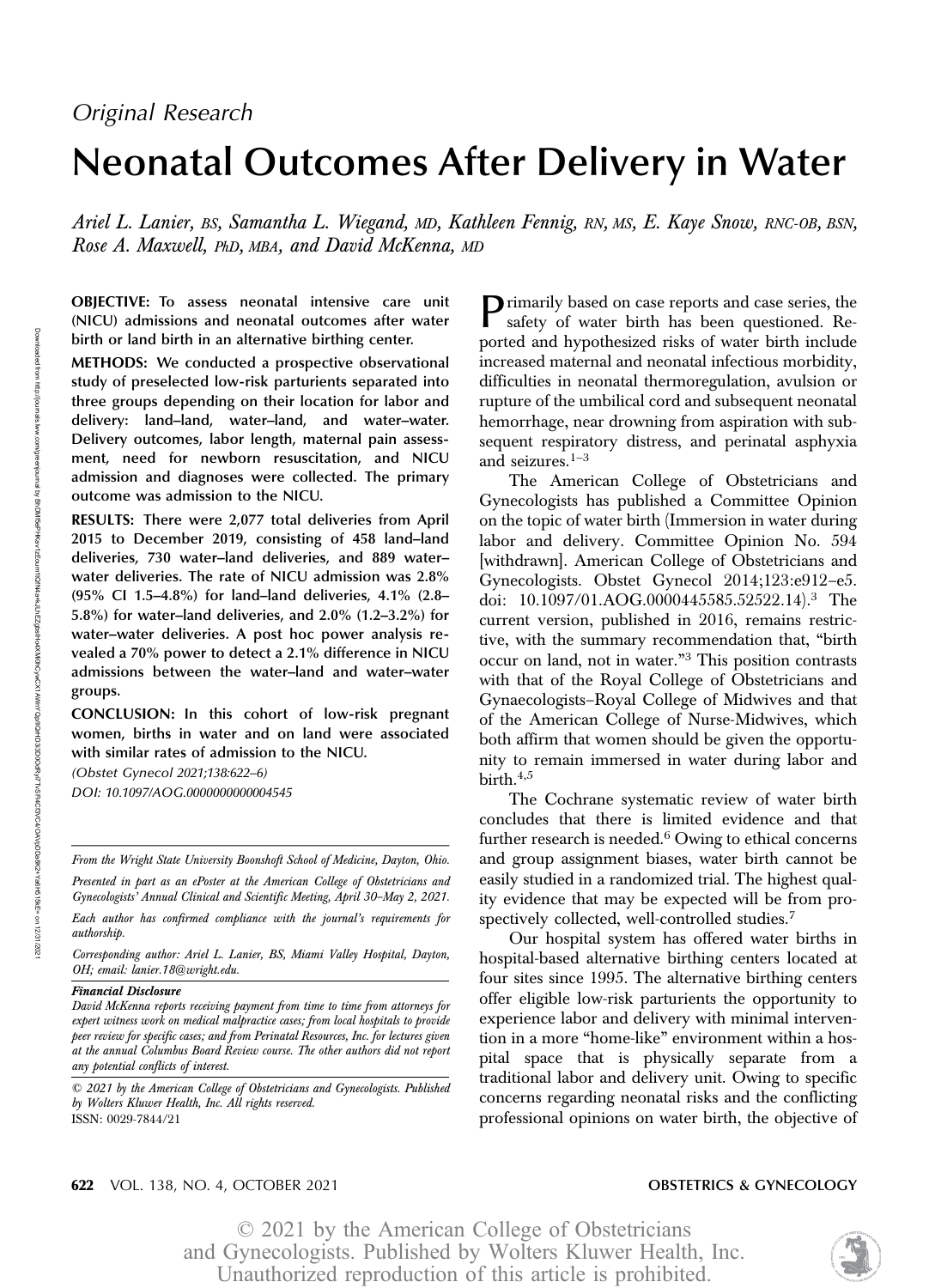*Original Research*

# Neonatal Outcomes After Delivery in Water

*Ariel L. Lanier, BS, Samantha L. Wiegand, MD, Kathleen Fennig, RN, MS, E. Kaye Snow, RNC-OB, BSN, Rose A. Maxwell, PhD, MBA, and David McKenna, MD*

**OBJECTIVE:** To assess neonatal intensive care unit (NICU) admissions and neonatal outcomes after water birth or land birth in an alternative birthing center.

**METHODS:** We conducted a prospective observational study of preselected low-risk parturients separated into three groups depending on their location for labor and delivery: land–land, water–land, and water–water. Delivery outcomes, labor length, maternal pain assessment, need for newborn resuscitation, and NICU admission and diagnoses were collected. The primary outcome was admission to the NICU.

**RESULTS:** There were 2,077 total deliveries from April 2015 to December 2019, consisting of 458 land–land deliveries, 730 water–land deliveries, and 889 water–water deliveries. The rate of NICU admission was 2.8% (95% CI 1.5–4.8%) for land–land deliveries, 4.1% (2.8–5.8%) for water–land deliveries, and 2.0% (1.2–3.2%) for water–water deliveries. A post hoc power analysis revealed a 70% power to detect a 2.1% difference in NICU admissions between the water–land and water–water groups.

**CONCLUSION:** In this cohort of low-risk pregnant women, births in water and on land were associated with similar rates of admission to the NICU.

*(Obstet Gynecol 2021;138:622–6)*

*DOI: 10.1097/AOG.0000000000004545*

*From the Wright State University Boonshoft School of Medicine, Dayton, Ohio.*

*Presented in part as an ePoster at the American College of Obstetricians and Gynecologists' Annual Clinical and Scientific Meeting, April 30–May 2, 2021.*

*Each author has confirmed compliance with the journal's requirements for authorship.*

*Corresponding author: Ariel L. Lanier, BS, Miami Valley Hospital, Dayton, OH; email: lanier.18@wright.edu.*

***Financial Disclosure***

*David McKenna reports receiving payment from time to time from attorneys for expert witness work on medical malpractice cases; from local hospitals to provide peer review for specific cases; and from Perinatal Resources, Inc. for lectures given at the annual Columbus Board Review course. The other authors did not report any potential conflicts of interest.*

*© 2021 by the American College of Obstetricians and Gynecologists. Published by Wolters Kluwer Health, Inc. All rights reserved.*
ISSN: 0029-7844/21

Primarily based on case reports and case series, the safety of water birth has been questioned. Reported and hypothesized risks of water birth include increased maternal and neonatal infectious morbidity, difficulties in neonatal thermoregulation, avulsion or rupture of the umbilical cord and subsequent neonatal hemorrhage, near drowning from aspiration with subsequent respiratory distress, and perinatal asphyxia and seizures.[1–3]

The American College of Obstetricians and Gynecologists has published a Committee Opinion on the topic of water birth (Immersion in water during labor and delivery. Committee Opinion No. 594 [withdrawn]. American College of Obstetricians and Gynecologists. Obstet Gynecol 2014;123:e912–e5. doi: 10.1097/01.AOG.0000445585.52522.14).[3] The current version, published in 2016, remains restrictive, with the summary recommendation that, "birth occur on land, not in water."[3] This position contrasts with that of the Royal College of Obstetricians and Gynaecologists–Royal College of Midwives and that of the American College of Nurse-Midwives, which both affirm that women should be given the opportunity to remain immersed in water during labor and birth.[4,5]

The Cochrane systematic review of water birth concludes that there is limited evidence and that further research is needed.[6] Owing to ethical concerns and group assignment biases, water birth cannot be easily studied in a randomized trial. The highest quality evidence that may be expected will be from prospectively collected, well-controlled studies.[7]

Our hospital system has offered water births in hospital-based alternative birthing centers located at four sites since 1995. The alternative birthing centers offer eligible low-risk parturients the opportunity to experience labor and delivery with minimal intervention in a more "home-like" environment within a hospital space that is physically separate from a traditional labor and delivery unit. Owing to specific concerns regarding neonatal risks and the conflicting professional opinions on water birth, the objective of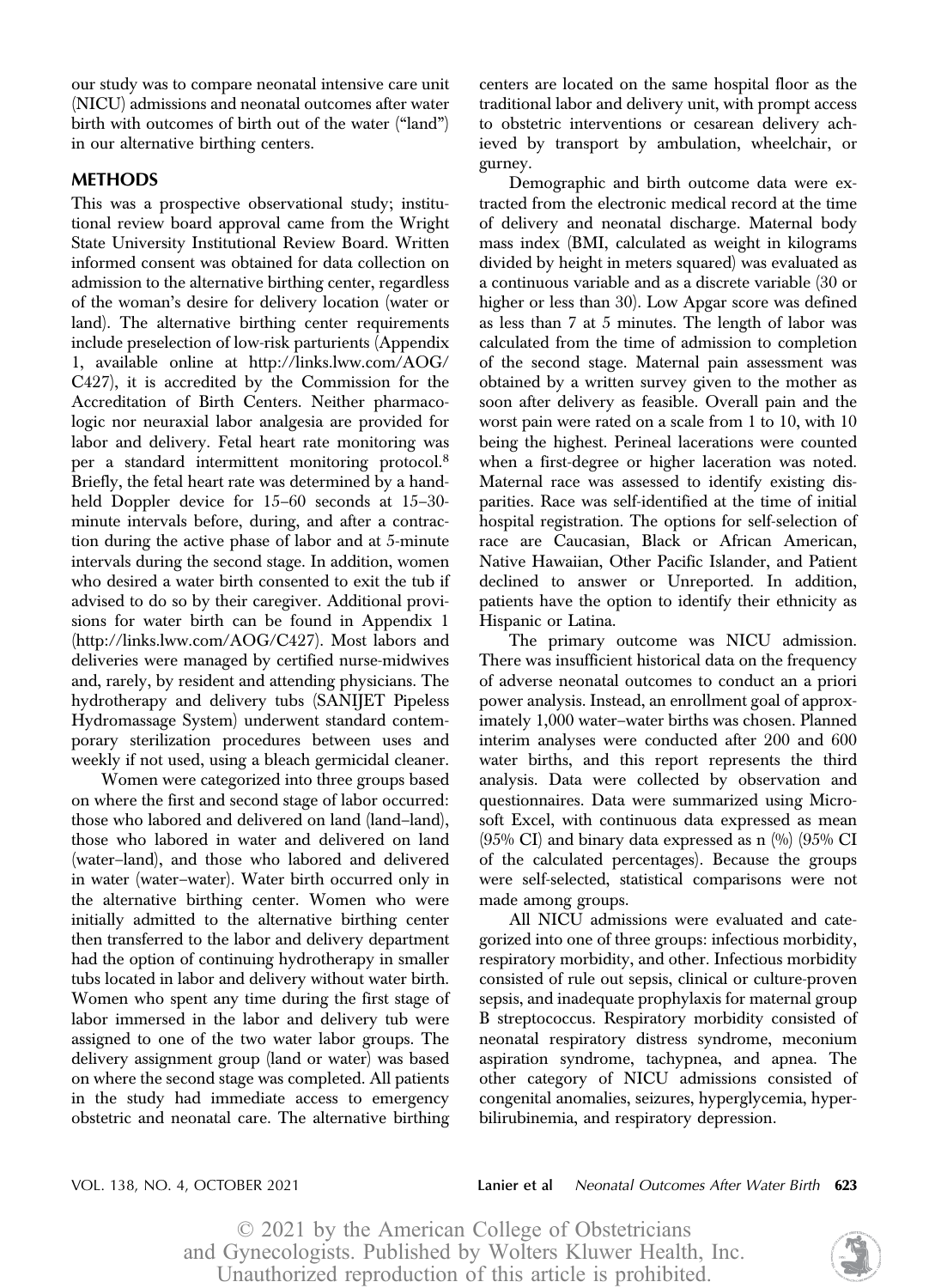our study was to compare neonatal intensive care unit (NICU) admissions and neonatal outcomes after water birth with outcomes of birth out of the water ("land") in our alternative birthing centers.

## METHODS

This was a prospective observational study; institutional review board approval came from the Wright State University Institutional Review Board. Written informed consent was obtained for data collection on admission to the alternative birthing center, regardless of the woman's desire for delivery location (water or land). The alternative birthing center requirements include preselection of low-risk parturients (Appendix 1, available online at http://links.lww.com/AOG/C427), it is accredited by the Commission for the Accreditation of Birth Centers. Neither pharmacologic nor neuraxial labor analgesia are provided for labor and delivery. Fetal heart rate monitoring was per a standard intermittent monitoring protocol.[8] Briefly, the fetal heart rate was determined by a handheld Doppler device for 15–60 seconds at 15–30-minute intervals before, during, and after a contraction during the active phase of labor and at 5-minute intervals during the second stage. In addition, women who desired a water birth consented to exit the tub if advised to do so by their caregiver. Additional provisions for water birth can be found in Appendix 1 (http://links.lww.com/AOG/C427). Most labors and deliveries were managed by certified nurse-midwives and, rarely, by resident and attending physicians. The hydrotherapy and delivery tubs (SANIJET Pipeless Hydromassage System) underwent standard contemporary sterilization procedures between uses and weekly if not used, using a bleach germicidal cleaner.

Women were categorized into three groups based on where the first and second stage of labor occurred: those who labored and delivered on land (land–land), those who labored in water and delivered on land (water–land), and those who labored and delivered in water (water–water). Water birth occurred only in the alternative birthing center. Women who were initially admitted to the alternative birthing center then transferred to the labor and delivery department had the option of continuing hydrotherapy in smaller tubs located in labor and delivery without water birth. Women who spent any time during the first stage of labor immersed in the labor and delivery tub were assigned to one of the two water labor groups. The delivery assignment group (land or water) was based on where the second stage was completed. All patients in the study had immediate access to emergency obstetric and neonatal care. The alternative birthing centers are located on the same hospital floor as the traditional labor and delivery unit, with prompt access to obstetric interventions or cesarean delivery achieved by transport by ambulation, wheelchair, or gurney.

Demographic and birth outcome data were extracted from the electronic medical record at the time of delivery and neonatal discharge. Maternal body mass index (BMI, calculated as weight in kilograms divided by height in meters squared) was evaluated as a continuous variable and as a discrete variable (30 or higher or less than 30). Low Apgar score was defined as less than 7 at 5 minutes. The length of labor was calculated from the time of admission to completion of the second stage. Maternal pain assessment was obtained by a written survey given to the mother as soon after delivery as feasible. Overall pain and the worst pain were rated on a scale from 1 to 10, with 10 being the highest. Perineal lacerations were counted when a first-degree or higher laceration was noted. Maternal race was assessed to identify existing disparities. Race was self-identified at the time of initial hospital registration. The options for self-selection of race are Caucasian, Black or African American, Native Hawaiian, Other Pacific Islander, and Patient declined to answer or Unreported. In addition, patients have the option to identify their ethnicity as Hispanic or Latina.

The primary outcome was NICU admission. There was insufficient historical data on the frequency of adverse neonatal outcomes to conduct an a priori power analysis. Instead, an enrollment goal of approximately 1,000 water–water births was chosen. Planned interim analyses were conducted after 200 and 600 water births, and this report represents the third analysis. Data were collected by observation and questionnaires. Data were summarized using Microsoft Excel, with continuous data expressed as mean (95% CI) and binary data expressed as n (%) (95% CI of the calculated percentages). Because the groups were self-selected, statistical comparisons were not made among groups.

All NICU admissions were evaluated and categorized into one of three groups: infectious morbidity, respiratory morbidity, and other. Infectious morbidity consisted of rule out sepsis, clinical or culture-proven sepsis, and inadequate prophylaxis for maternal group B streptococcus. Respiratory morbidity consisted of neonatal respiratory distress syndrome, meconium aspiration syndrome, tachypnea, and apnea. The other category of NICU admissions consisted of congenital anomalies, seizures, hyperglycemia, hyperbilirubinemia, and respiratory depression.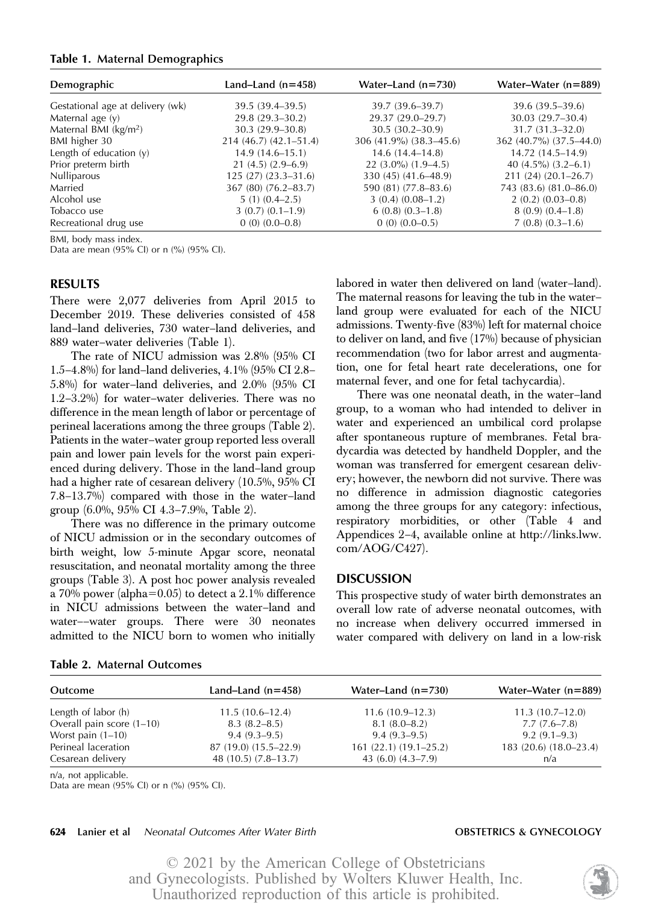**Table 1. Maternal Demographics**

| Demographic | Land–Land (n=458) | Water–Land (n=730) | Water–Water (n=889) |
|---|---|---|---|
| Gestational age at delivery (wk) | 39.5 (39.4–39.5) | 39.7 (39.6–39.7) | 39.6 (39.5–39.6) |
| Maternal age (y) | 29.8 (29.3–30.2) | 29.37 (29.0–29.7) | 30.03 (29.7–30.4) |
| Maternal BMI (kg/m$^2$) | 30.3 (29.9–30.8) | 30.5 (30.2–30.9) | 31.7 (31.3–32.0) |
| BMI higher 30 | 214 (46.7) (42.1–51.4) | 306 (41.9%) (38.3–45.6) | 362 (40.7%) (37.5–44.0) |
| Length of education (y) | 14.9 (14.6–15.1) | 14.6 (14.4–14.8) | 14.72 (14.5–14.9) |
| Prior preterm birth | 21 (4.5) (2.9–6.9) | 22 (3.0%) (1.9–4.5) | 40 (4.5%) (3.2–6.1) |
| Nulliparous | 125 (27) (23.3–31.6) | 330 (45) (41.6–48.9) | 211 (24) (20.1–26.7) |
| Married | 367 (80) (76.2–83.7) | 590 (81) (77.8–83.6) | 743 (83.6) (81.0–86.0) |
| Alcohol use | 5 (1) (0.4–2.5) | 3 (0.4) (0.08–1.2) | 2 (0.2) (0.03–0.8) |
| Tobacco use | 3 (0.7) (0.1–1.9) | 6 (0.8) (0.3–1.8) | 8 (0.9) (0.4–1.8) |
| Recreational drug use | 0 (0) (0.0–0.8) | 0 (0) (0.0–0.5) | 7 (0.8) (0.3–1.6) |

BMI, body mass index.
Data are mean (95% CI) or n (%) (95% CI).

## RESULTS

There were 2,077 deliveries from April 2015 to December 2019. These deliveries consisted of 458 land–land deliveries, 730 water–land deliveries, and 889 water–water deliveries (Table 1).

The rate of NICU admission was 2.8% (95% CI 1.5–4.8%) for land–land deliveries, 4.1% (95% CI 2.8–5.8%) for water–land deliveries, and 2.0% (95% CI 1.2–3.2%) for water–water deliveries. There was no difference in the mean length of labor or percentage of perineal lacerations among the three groups (Table 2). Patients in the water–water group reported less overall pain and lower pain levels for the worst pain experienced during delivery. Those in the land–land group had a higher rate of cesarean delivery (10.5%, 95% CI 7.8–13.7%) compared with those in the water–land group (6.0%, 95% CI 4.3–7.9%, Table 2).

There was no difference in the primary outcome of NICU admission or in the secondary outcomes of birth weight, low 5-minute Apgar score, neonatal resuscitation, and neonatal mortality among the three groups (Table 3). A post hoc power analysis revealed a 70% power (alpha=0.05) to detect a 2.1% difference in NICU admissions between the water–land and water––water groups. There were 30 neonates admitted to the NICU born to women who initially labored in water then delivered on land (water–land). The maternal reasons for leaving the tub in the water–land group were evaluated for each of the NICU admissions. Twenty-five (83%) left for maternal choice to deliver on land, and five (17%) because of physician recommendation (two for labor arrest and augmentation, one for fetal heart rate decelerations, one for maternal fever, and one for fetal tachycardia).

There was one neonatal death, in the water–land group, to a woman who had intended to deliver in water and experienced an umbilical cord prolapse after spontaneous rupture of membranes. Fetal bradycardia was detected by handheld Doppler, and the woman was transferred for emergent cesarean delivery; however, the newborn did not survive. There was no difference in admission diagnostic categories among the three groups for any category: infectious, respiratory morbidities, or other (Table 4 and Appendices 2–4, available online at http://links.lww.com/AOG/C427).

## DISCUSSION

This prospective study of water birth demonstrates an overall low rate of adverse neonatal outcomes, with no increase when delivery occurred immersed in water compared with delivery on land in a low-risk

**Table 2. Maternal Outcomes**

| Outcome | Land–Land (n=458) | Water–Land (n=730) | Water–Water (n=889) |
|---|---|---|---|
| Length of labor (h) | 11.5 (10.6–12.4) | 11.6 (10.9–12.3) | 11.3 (10.7–12.0) |
| Overall pain score (1–10) | 8.3 (8.2–8.5) | 8.1 (8.0–8.2) | 7.7 (7.6–7.8) |
| Worst pain (1–10) | 9.4 (9.3–9.5) | 9.4 (9.3–9.5) | 9.2 (9.1–9.3) |
| Perineal laceration | 87 (19.0) (15.5–22.9) | 161 (22.1) (19.1–25.2) | 183 (20.6) (18.0–23.4) |
| Cesarean delivery | 48 (10.5) (7.8–13.7) | 43 (6.0) (4.3–7.9) | n/a |

n/a, not applicable.
Data are mean (95% CI) or n (%) (95% CI).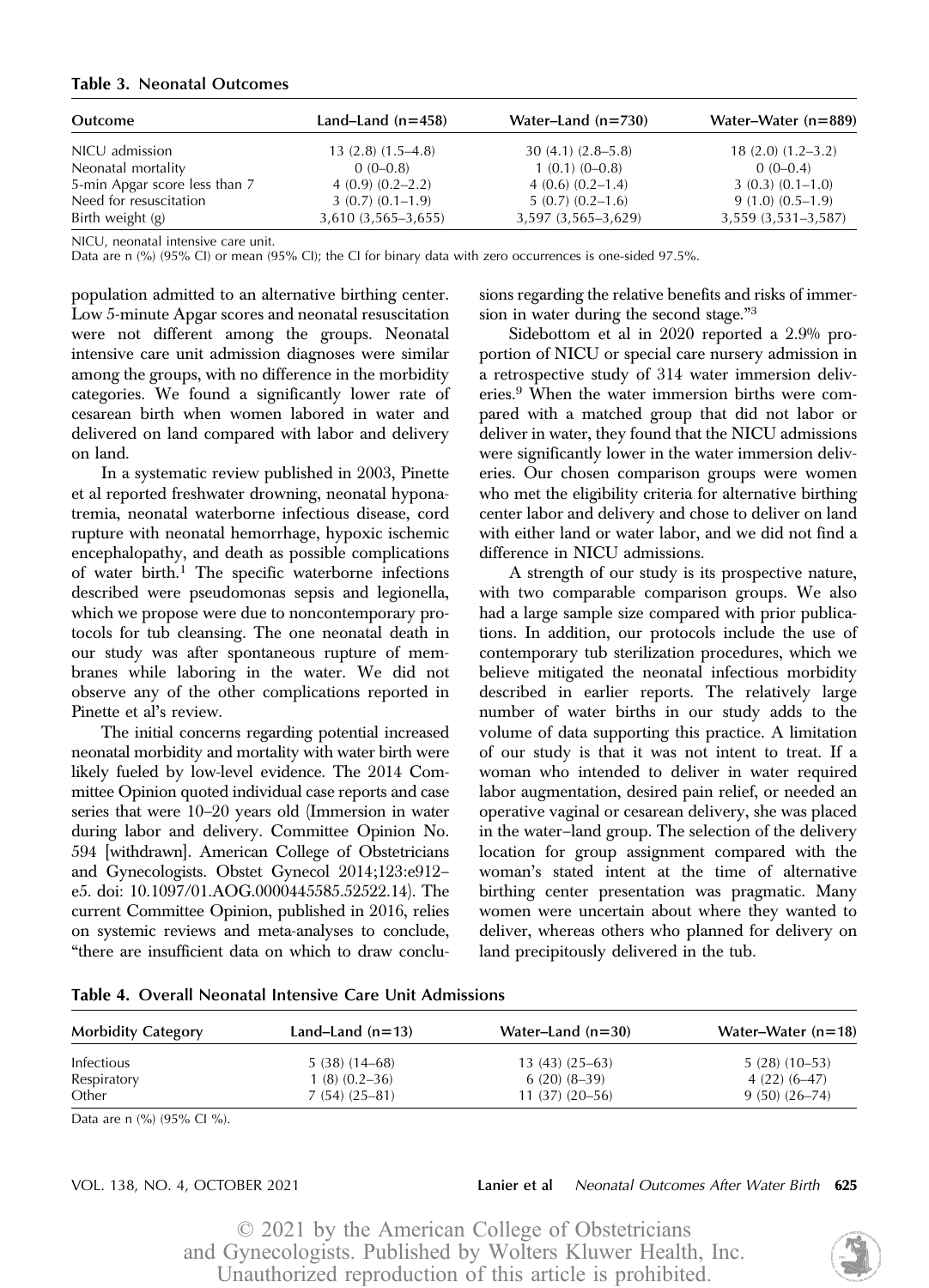**Table 3. Neonatal Outcomes**

| Outcome | Land–Land (n=458) | Water–Land (n=730) | Water–Water (n=889) |
|---|---|---|---|
| NICU admission | 13 (2.8) (1.5–4.8) | 30 (4.1) (2.8–5.8) | 18 (2.0) (1.2–3.2) |
| Neonatal mortality | 0 (0–0.8) | 1 (0.1) (0–0.8) | 0 (0–0.4) |
| 5-min Apgar score less than 7 | 4 (0.9) (0.2–2.2) | 4 (0.6) (0.2–1.4) | 3 (0.3) (0.1–1.0) |
| Need for resuscitation | 3 (0.7) (0.1–1.9) | 5 (0.7) (0.2–1.6) | 9 (1.0) (0.5–1.9) |
| Birth weight (g) | 3,610 (3,565–3,655) | 3,597 (3,565–3,629) | 3,559 (3,531–3,587) |

NICU, neonatal intensive care unit.
Data are n (%) (95% CI) or mean (95% CI); the CI for binary data with zero occurrences is one-sided 97.5%.

population admitted to an alternative birthing center. Low 5-minute Apgar scores and neonatal resuscitation were not different among the groups. Neonatal intensive care unit admission diagnoses were similar among the groups, with no difference in the morbidity categories. We found a significantly lower rate of cesarean birth when women labored in water and delivered on land compared with labor and delivery on land.

In a systematic review published in 2003, Pinette et al reported freshwater drowning, neonatal hyponatremia, neonatal waterborne infectious disease, cord rupture with neonatal hemorrhage, hypoxic ischemic encephalopathy, and death as possible complications of water birth.[1] The specific waterborne infections described were pseudomonas sepsis and legionella, which we propose were due to noncontemporary protocols for tub cleansing. The one neonatal death in our study was after spontaneous rupture of membranes while laboring in the water. We did not observe any of the other complications reported in Pinette et al's review.

The initial concerns regarding potential increased neonatal morbidity and mortality with water birth were likely fueled by low-level evidence. The 2014 Committee Opinion quoted individual case reports and case series that were 10–20 years old (Immersion in water during labor and delivery. Committee Opinion No. 594 [withdrawn]. American College of Obstetricians and Gynecologists. Obstet Gynecol 2014;123:e912–e5. doi: 10.1097/01.AOG.0000445585.52522.14). The current Committee Opinion, published in 2016, relies on systemic reviews and meta-analyses to conclude, "there are insufficient data on which to draw conclusions regarding the relative benefits and risks of immersion in water during the second stage."[3]

Sidebottom et al in 2020 reported a 2.9% proportion of NICU or special care nursery admission in a retrospective study of 314 water immersion deliveries.[9] When the water immersion births were compared with a matched group that did not labor or deliver in water, they found that the NICU admissions were significantly lower in the water immersion deliveries. Our chosen comparison groups were women who met the eligibility criteria for alternative birthing center labor and delivery and chose to deliver on land with either land or water labor, and we did not find a difference in NICU admissions.

A strength of our study is its prospective nature, with two comparable comparison groups. We also had a large sample size compared with prior publications. In addition, our protocols include the use of contemporary tub sterilization procedures, which we believe mitigated the neonatal infectious morbidity described in earlier reports. The relatively large number of water births in our study adds to the volume of data supporting this practice. A limitation of our study is that it was not intent to treat. If a woman who intended to deliver in water required labor augmentation, desired pain relief, or needed an operative vaginal or cesarean delivery, she was placed in the water–land group. The selection of the delivery location for group assignment compared with the woman's stated intent at the time of alternative birthing center presentation was pragmatic. Many women were uncertain about where they wanted to deliver, whereas others who planned for delivery on land precipitously delivered in the tub.

**Table 4. Overall Neonatal Intensive Care Unit Admissions**

| Morbidity Category | Land–Land (n=13) | Water–Land (n=30) | Water–Water (n=18) |
|---|---|---|---|
| Infectious | 5 (38) (14–68) | 13 (43) (25–63) | 5 (28) (10–53) |
| Respiratory | 1 (8) (0.2–36) | 6 (20) (8–39) | 4 (22) (6–47) |
| Other | 7 (54) (25–81) | 11 (37) (20–56) | 9 (50) (26–74) |

Data are n (%) (95% CI %).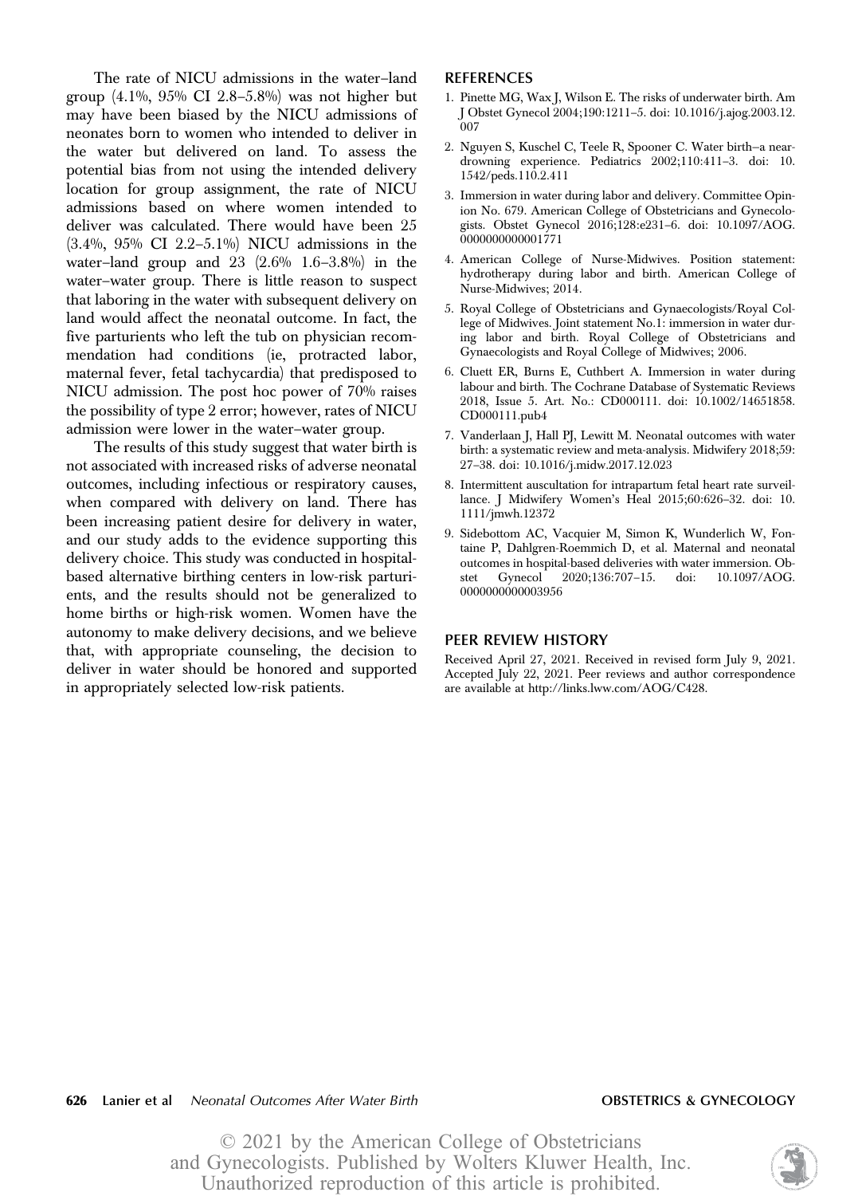The rate of NICU admissions in the water–land group (4.1%, 95% CI 2.8–5.8%) was not higher but may have been biased by the NICU admissions of neonates born to women who intended to deliver in the water but delivered on land. To assess the potential bias from not using the intended delivery location for group assignment, the rate of NICU admissions based on where women intended to deliver was calculated. There would have been 25 (3.4%, 95% CI 2.2–5.1%) NICU admissions in the water–land group and 23 (2.6% 1.6–3.8%) in the water–water group. There is little reason to suspect that laboring in the water with subsequent delivery on land would affect the neonatal outcome. In fact, the five parturients who left the tub on physician recommendation had conditions (ie, protracted labor, maternal fever, fetal tachycardia) that predisposed to NICU admission. The post hoc power of 70% raises the possibility of type 2 error; however, rates of NICU admission were lower in the water–water group.

The results of this study suggest that water birth is not associated with increased risks of adverse neonatal outcomes, including infectious or respiratory causes, when compared with delivery on land. There has been increasing patient desire for delivery in water, and our study adds to the evidence supporting this delivery choice. This study was conducted in hospital-based alternative birthing centers in low-risk parturients, and the results should not be generalized to home births or high-risk women. Women have the autonomy to make delivery decisions, and we believe that, with appropriate counseling, the decision to deliver in water should be honored and supported in appropriately selected low-risk patients.

## REFERENCES

1. Pinette MG, Wax J, Wilson E. The risks of underwater birth. Am J Obstet Gynecol 2004;190:1211–5. doi: 10.1016/j.ajog.2003.12.007
2. Nguyen S, Kuschel C, Teele R, Spooner C. Water birth—a near-drowning experience. Pediatrics 2002;110:411–3. doi: 10.1542/peds.110.2.411
3. Immersion in water during labor and delivery. Committee Opinion No. 679. American College of Obstetricians and Gynecologists. Obstet Gynecol 2016;128:e231–6. doi: 10.1097/AOG.0000000000001771
4. American College of Nurse-Midwives. Position statement: hydrotherapy during labor and birth. American College of Nurse-Midwives; 2014.
5. Royal College of Obstetricians and Gynaecologists/Royal College of Midwives. Joint statement No.1: immersion in water during labor and birth. Royal College of Obstetricians and Gynaecologists and Royal College of Midwives; 2006.
6. Cluett ER, Burns E, Cuthbert A. Immersion in water during labour and birth. The Cochrane Database of Systematic Reviews 2018, Issue 5. Art. No.: CD000111. doi: 10.1002/14651858.CD000111.pub4
7. Vanderlaan J, Hall PJ, Lewitt M. Neonatal outcomes with water birth: a systematic review and meta-analysis. Midwifery 2018;59: 27–38. doi: 10.1016/j.midw.2017.12.023
8. Intermittent auscultation for intrapartum fetal heart rate surveillance. J Midwifery Women's Heal 2015;60:626–32. doi: 10.1111/jmwh.12372
9. Sidebottom AC, Vacquier M, Simon K, Wunderlich W, Fontaine P, Dahlgren-Roemmich D, et al. Maternal and neonatal outcomes in hospital-based deliveries with water immersion. Obstet Gynecol 2020;136:707–15. doi: 10.1097/AOG.0000000000003956

## PEER REVIEW HISTORY

Received April 27, 2021. Received in revised form July 9, 2021. Accepted July 22, 2021. Peer reviews and author correspondence are available at http://links.lww.com/AOG/C428.